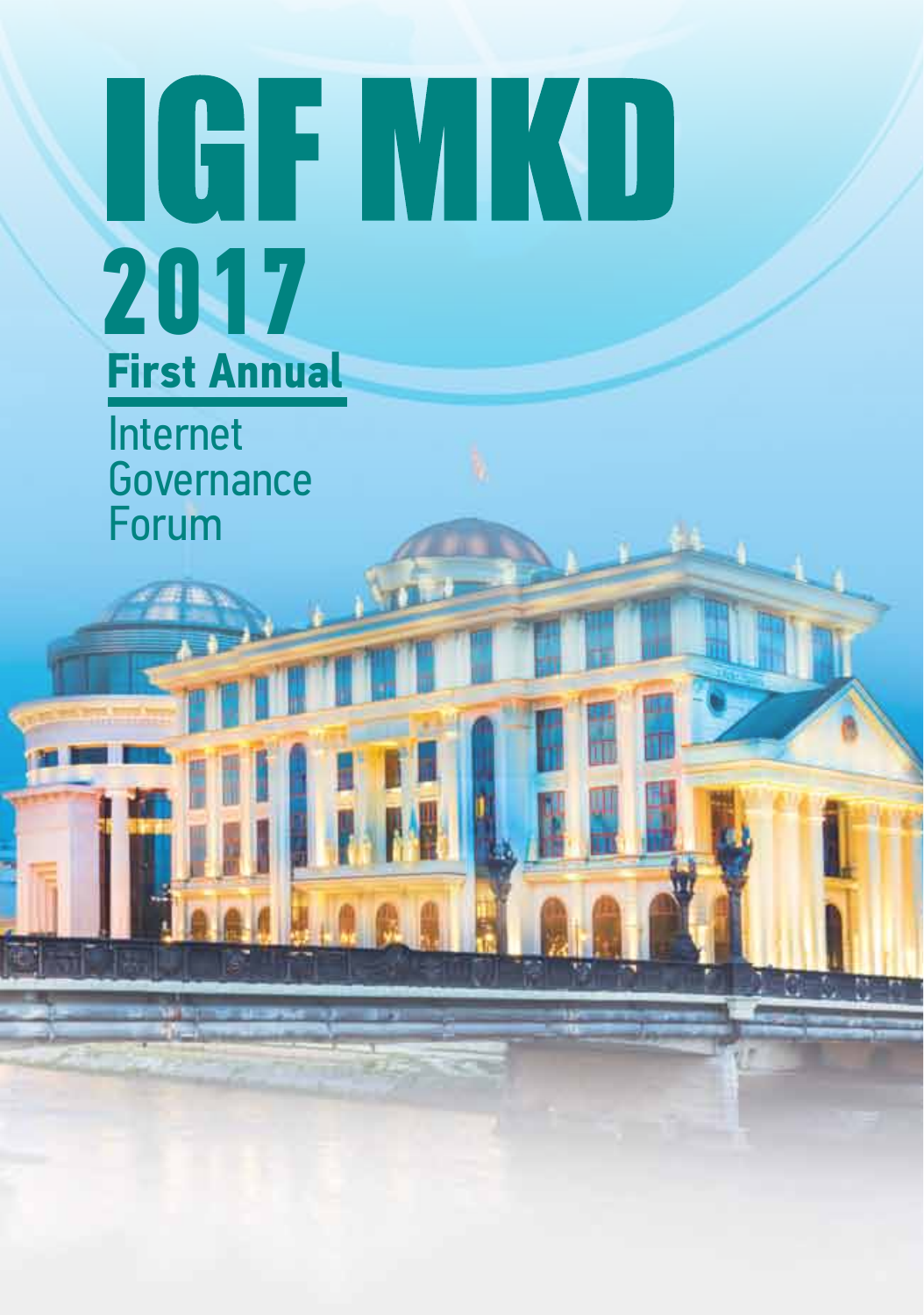# IGF MKD 2017

**First Annual**

Internet Governance Forum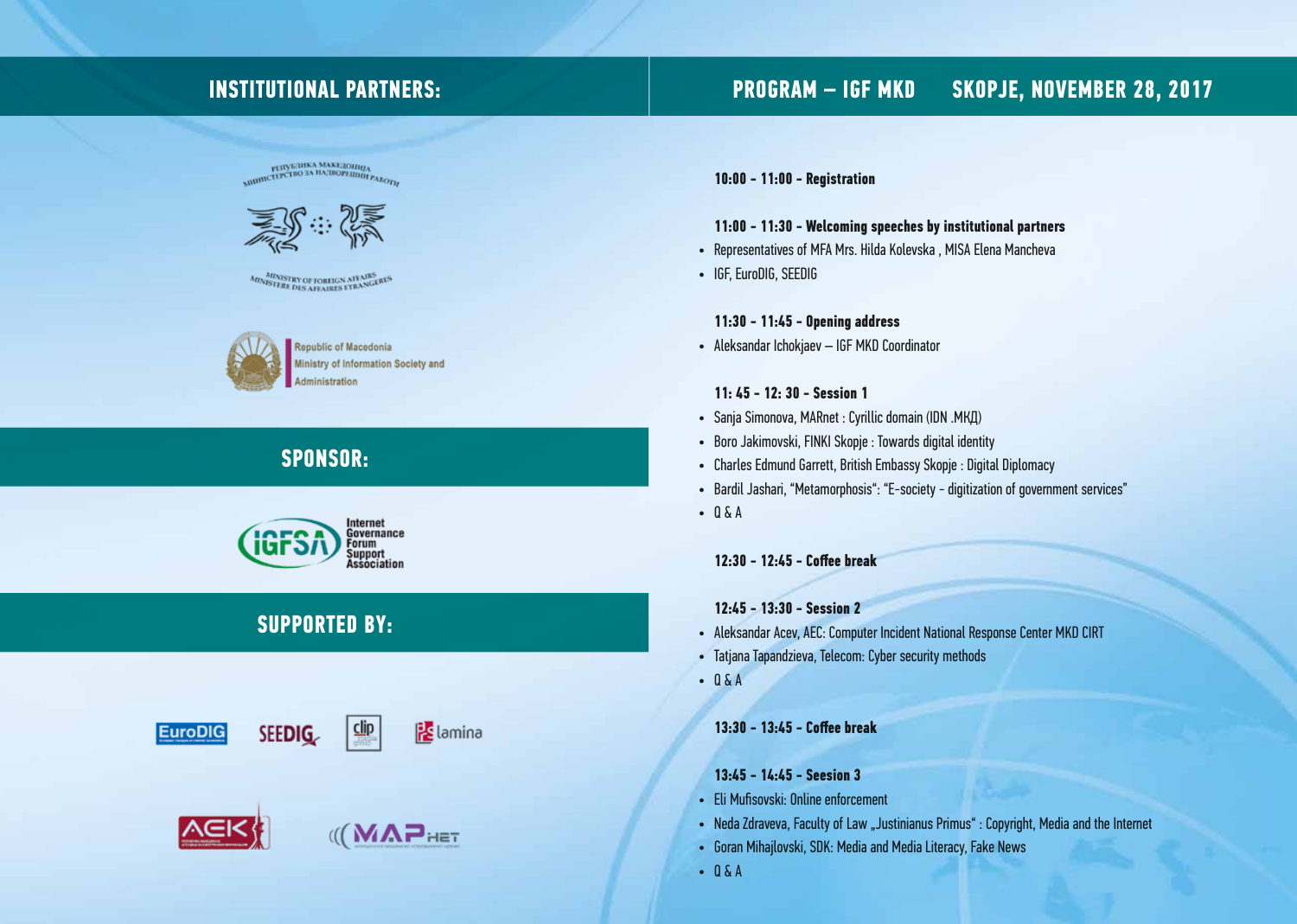## INSTITUTIONAL PARTNERS:

РЕПУБЛИКА МАКЕДОНИЈА
МИНИСТЕРСТВО ЗА НАДВОРЕШНИ РАБОТИ

MINISTRY OF FOREIGN AFFAIRS
MINISTERE DES AFFAIRES ETRANGERES

Republic of Macedonia
Ministry of Information Society and Administration

## SPONSOR:

IGFSA Internet Governance Forum Support Association

## SUPPORTED BY:

EuroDIG SEEDIG clip lamina

AEK МАРнет

## PROGRAM – IGF MKD SKOPJE, NOVEMBER 28, 2017

**10:00 - 11:00 - Registration**

**11:00 - 11:30 - Welcoming speeches by institutional partners**

- Representatives of MFA Mrs. Hilda Kolevska , MISA Elena Mancheva
- IGF, EuroDIG, SEEDIG

**11:30 - 11:45 - Opening address**

- Aleksandar Ichokjaev – IGF MKD Coordinator

**11: 45 - 12: 30 - Session 1**

- Sanja Simonova, MARnet : Cyrillic domain (IDN .МКД)
- Boro Jakimovski, FINKI Skopje : Towards digital identity
- Charles Edmund Garrett, British Embassy Skopje : Digital Diplomacy
- Bardil Jashari, "Metamorphosis": "E-society - digitization of government services"
- Q & A

**12:30 - 12:45 - Coffee break**

**12:45 - 13:30 - Session 2**

- Aleksandar Acev, AEC: Computer Incident National Response Center MKD CIRT
- Tatjana Tapandzieva, Telecom: Cyber security methods
- Q & A

**13:30 - 13:45 - Coffee break**

**13:45 - 14:45 - Session 3**

- Eli Mufisovski: Online enforcement
- Neda Zdraveva, Faculty of Law „Justinianus Primus" : Copyright, Media and the Internet
- Goran Mihajlovski, SDK: Media and Media Literacy, Fake News
- Q & A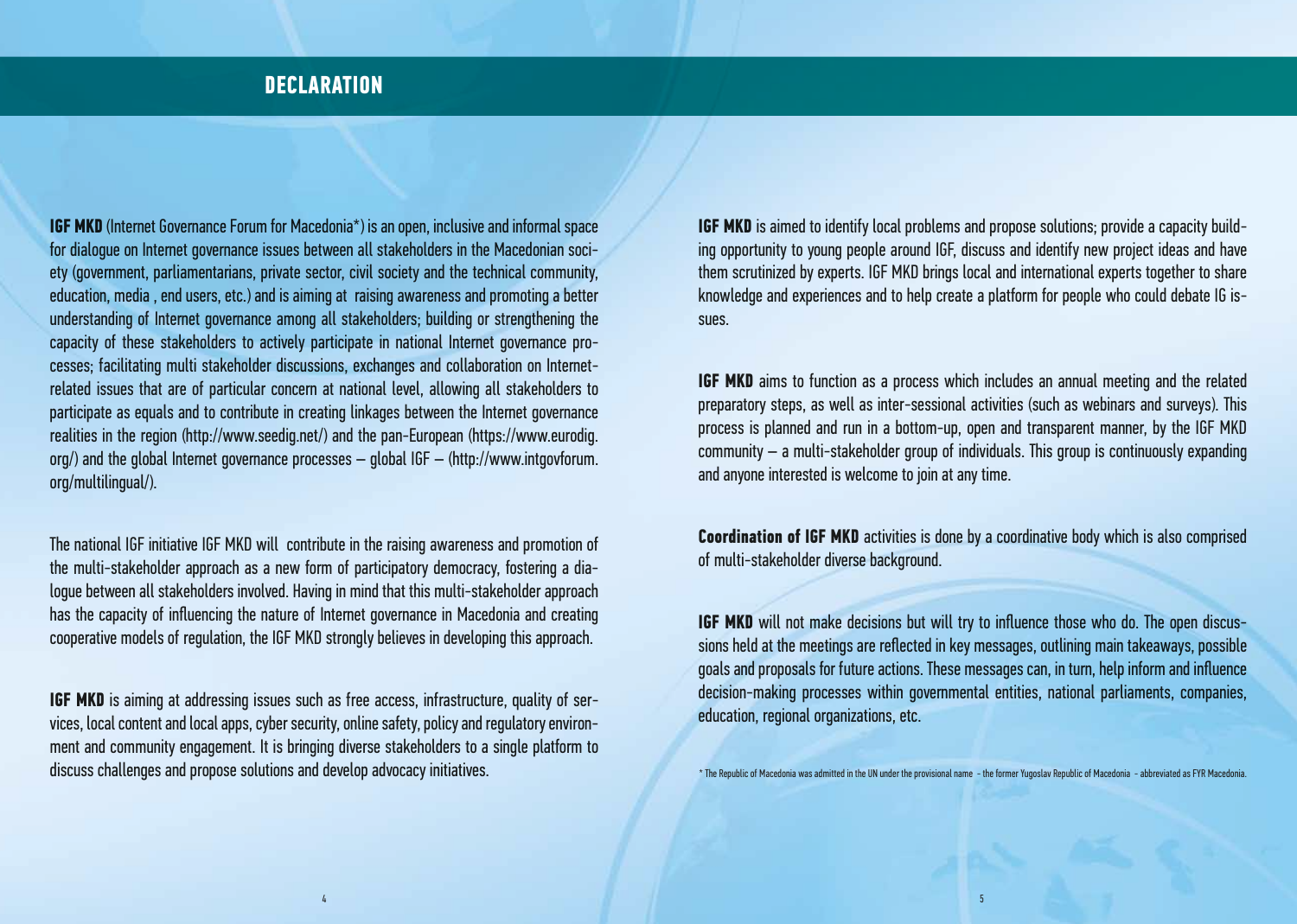# DECLARATION

**IGF MKD** (Internet Governance Forum for Macedonia*) is an open, inclusive and informal space for dialogue on Internet governance issues between all stakeholders in the Macedonian society (government, parliamentarians, private sector, civil society and the technical community, education, media , end users, etc.) and is aiming at raising awareness and promoting a better understanding of Internet governance among all stakeholders; building or strengthening the capacity of these stakeholders to actively participate in national Internet governance processes; facilitating multi stakeholder discussions, exchanges and collaboration on Internet-related issues that are of particular concern at national level, allowing all stakeholders to participate as equals and to contribute in creating linkages between the Internet governance realities in the region (http://www.seedig.net/) and the pan-European (https://www.eurodig.org/) and the global Internet governance processes – global IGF – (http://www.intgovforum.org/multilingual/).

The national IGF initiative IGF MKD will contribute in the raising awareness and promotion of the multi-stakeholder approach as a new form of participatory democracy, fostering a dialogue between all stakeholders involved. Having in mind that this multi-stakeholder approach has the capacity of influencing the nature of Internet governance in Macedonia and creating cooperative models of regulation, the IGF MKD strongly believes in developing this approach.

**IGF MKD** is aiming at addressing issues such as free access, infrastructure, quality of services, local content and local apps, cyber security, online safety, policy and regulatory environment and community engagement. It is bringing diverse stakeholders to a single platform to discuss challenges and propose solutions and develop advocacy initiatives.

**IGF MKD** is aimed to identify local problems and propose solutions; provide a capacity building opportunity to young people around IGF, discuss and identify new project ideas and have them scrutinized by experts. IGF MKD brings local and international experts together to share knowledge and experiences and to help create a platform for people who could debate IG issues.

**IGF MKD** aims to function as a process which includes an annual meeting and the related preparatory steps, as well as inter-sessional activities (such as webinars and surveys). This process is planned and run in a bottom-up, open and transparent manner, by the IGF MKD community – a multi-stakeholder group of individuals. This group is continuously expanding and anyone interested is welcome to join at any time.

**Coordination of IGF MKD** activities is done by a coordinative body which is also comprised of multi-stakeholder diverse background.

**IGF MKD** will not make decisions but will try to influence those who do. The open discussions held at the meetings are reflected in key messages, outlining main takeaways, possible goals and proposals for future actions. These messages can, in turn, help inform and influence decision-making processes within governmental entities, national parliaments, companies, education, regional organizations, etc.

\* The Republic of Macedonia was admitted in the UN under the provisional name - the former Yugoslav Republic of Macedonia - abbreviated as FYR Macedonia.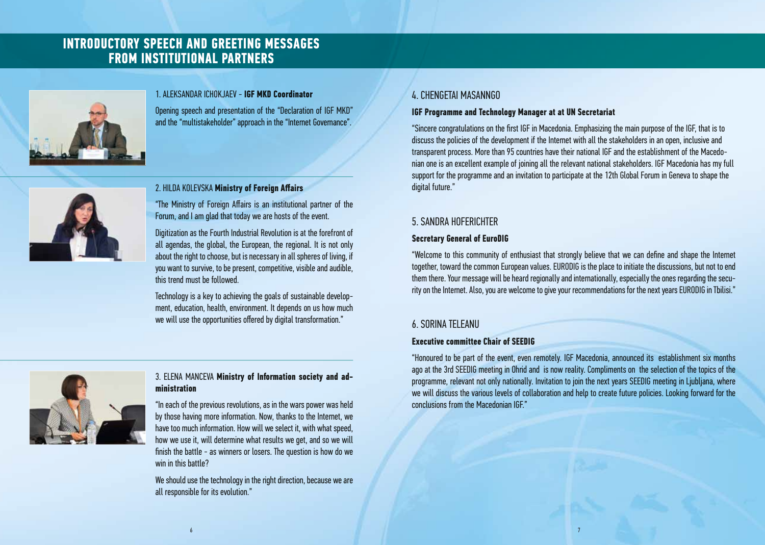# INTRODUCTORY SPEECH AND GREETING MESSAGES FROM INSTITUTIONAL PARTNERS

### 1. ALEKSANDAR ICHOKJAEV - **IGF MKD Coordinator**

Opening speech and presentation of the "Declaration of IGF MKD" and the "multistakeholder" approach in the "Internet Governance".

### 2. HILDA KOLEVSKA **Ministry of Foreign Affairs**

"The Ministry of Foreign Affairs is an institutional partner of the Forum, and I am glad that today we are hosts of the event.

Digitization as the Fourth Industrial Revolution is at the forefront of all agendas, the global, the European, the regional. It is not only about the right to choose, but is necessary in all spheres of living, if you want to survive, to be present, competitive, visible and audible, this trend must be followed.

Technology is a key to achieving the goals of sustainable development, education, health, environment. It depends on us how much we will use the opportunities offered by digital transformation."

### 3. ELENA MANCEVA **Ministry of Information society and administration**

"In each of the previous revolutions, as in the wars power was held by those having more information. Now, thanks to the Internet, we have too much information. How will we select it, with what speed, how we use it, will determine what results we get, and so we will finish the battle - as winners or losers. The question is how do we win in this battle?

We should use the technology in the right direction, because we are all responsible for its evolution."

### 4. CHENGETAI MASANNGO

**IGF Programme and Technology Manager at at UN Secretariat**

"Sincere congratulations on the first IGF in Macedonia. Emphasizing the main purpose of the IGF, that is to discuss the policies of the development if the Internet with all the stakeholders in an open, inclusive and transparent process. More than 95 countries have their national IGF and the establishment of the Macedonian one is an excellent example of joining all the relevant national stakeholders. IGF Macedonia has my full support for the programme and an invitation to participate at the 12th Global Forum in Geneva to shape the digital future."

### 5. SANDRA HOFERICHTER

**Secretary General of EuroDIG**

"Welcome to this community of enthusiast that strongly believe that we can define and shape the Internet together, toward the common European values. EURODIG is the place to initiate the discussions, but not to end them there. Your message will be heard regionally and internationally, especially the ones regarding the security on the Internet. Also, you are welcome to give your recommendations for the next years EURODIG in Tbilisi."

### 6. SORINA TELEANU

**Executive committee Chair of SEEDIG**

"Honoured to be part of the event, even remotely. IGF Macedonia, announced its establishment six months ago at the 3rd SEEDIG meeting in Ohrid and is now reality. Compliments on the selection of the topics of the programme, relevant not only nationally. Invitation to join the next years SEEDIG meeting in Ljubljana, where we will discuss the various levels of collaboration and help to create future policies. Looking forward for the conclusions from the Macedonian IGF."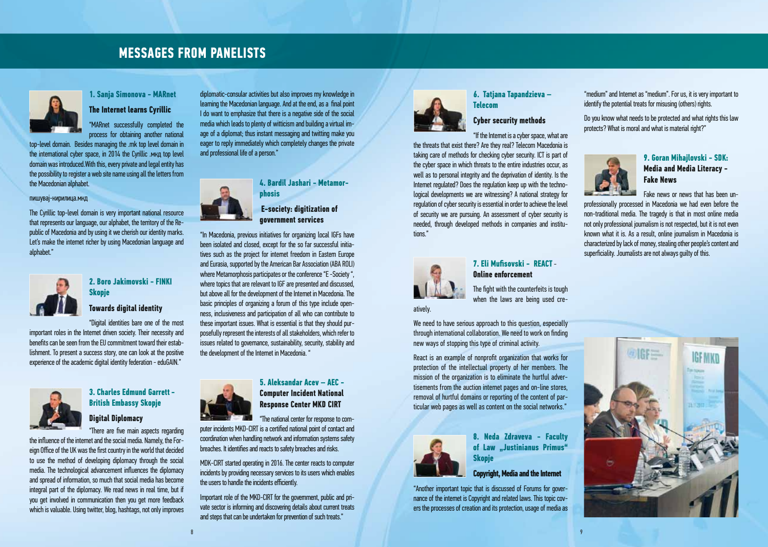# MESSAGES FROM PANELISTS

### 1. Sanja Simonova - MARnet

**The Internet learns Cyrillic**

"MARnet successfully completed the process for obtaining another national top-level domain. Besides managing the .mk top level domain in the international cyber space, in 2014 the Cyrillic .мкд top level domain was introduced.With this, every private and legal entity has the possibility to register a web site name using all the letters from the Macedonian alphabet.

пишувај-кирилица.мкд

The Cyrillic top-level domain is very important national resource that represents our language, our alphabet, the territory of the Republic of Macedonia and by using it we cherish our identity marks. Let's make the internet richer by using Macedonian language and alphabet."

### 2. Boro Jakimovski - FINKI Skopje

**Towards digital identity**

"Digital identities bare one of the most important roles in the Internet driven society. Their necessity and benefits can be seen from the EU commitment toward their establishment. To present a success story, one can look at the positive experience of the academic digital identity federation - eduGAIN."

### 3. Charles Edmund Garrett - British Embassy Skopje

**Digital Diplomacy**

"There are five main aspects regarding the influence of the internet and the social media. Namely, the Foreign Office of the UK was the first country in the world that decided to use the method of developing diplomacy through the social media. The technological advancement influences the diplomacy and spread of information, so much that social media has become integral part of the diplomacy. We read news in real time, but if you get involved in communication then you get more feedback which is valuable. Using twitter, blog, hashtags, not only improves diplomatic-consular activities but also improves my knowledge in learning the Macedonian language. And at the end, as a final point I do want to emphasize that there is a negative side of the social media which leads to plenty of witticism and building a virtual image of a diplomat; thus instant messaging and twitting make you eager to reply immediately which completely changes the private and professional life of a person."

### 4. Bardil Jashari - Metamorphosis

**E-society: digitization of government services**

"In Macedonia, previous initiatives for organizing local IGFs have been isolated and closed, except for the so far successful initiatives such as the project for internet freedom in Eastern Europe and Eurasia, supported by the American Bar Association (ABA ROLI) where Metamorphosis participates or the conference "E -Society ", where topics that are relevant to IGF are presented and discussed, but above all for the development of the Internet in Macedonia. The basic principles of organizing a forum of this type include openness, inclusiveness and participation of all who can contribute to these important issues. What is essential is that they should purposefully represent the interests of all stakeholders, which refer to issues related to governance, sustainability, security, stability and the development of the Internet in Macedonia. "

### 5. Aleksandar Acev – AEC - Computer Incident National Response Center MKD CIRT

"The national center for response to computer incidents MKD-CIRT is a certified national point of contact and coordination when handling network and information systems safety breaches. It identifies and reacts to safety breaches and risks.

MDK-CIRT started operating in 2016. The center reacts to computer incidents by providing necessary services to its users which enables the users to handle the incidents efficiently.

Important role of the MKD-CIRT for the government, public and private sector is informing and discovering details about current treats and steps that can be undertaken for prevention of such treats."

### 6. Tatjana Tapandzieva – Telecom

**Cyber security methods**

"If the Internet is a cyber space, what are the threats that exist there? Are they real? Telecom Macedonia is taking care of methods for checking cyber security. ICT is part of the cyber space in which threats to the entire industries occur, as well as to personal integrity and the deprivation of identity. Is the Internet regulated? Does the regulation keep up with the technological developments we are witnessing? A national strategy for regulation of cyber security is essential in order to achieve the level of security we are pursuing. An assessment of cyber security is needed, through developed methods in companies and institutions."

### 7. Eli Mufisovski - REACT - Online enforcement

The fight with the counterfeits is tough when the laws are being used creatively.

We need to have serious approach to this question, especially through international collaboration. We need to work on finding new ways of stopping this type of criminal activity.

React is an example of nonprofit organization that works for protection of the intellectual property of her members. The mission of the organization is to eliminate the hurtful advertisements from the auction internet pages and on-line stores, removal of hurtful domains or reporting of the content of particular web pages as well as content on the social networks."

### 8. Neda Zdraveva - Faculty of Law „Justinianus Primus" Skopje

**Copyright, Media and the Internet**

"Another important topic that is discussed of Forums for governance of the internet is Copyright and related laws. This topic covers the processes of creation and its protection, usage of media as "medium" and Internet as "medium". For us, it is very important to identify the potential treats for misusing (others) rights.

Do you know what needs to be protected and what rights this law protects? What is moral and what is material right?"

### 9. Goran Mihajlovski - SDK: Media and Media Literacy - Fake News

Fake news or news that has been unprofessionally processed in Macedonia we had even before the non-traditional media. The tragedy is that in most online media not only professional journalism is not respected, but it is not even known what it is. As a result, online journalism in Macedonia is characterized by lack of money, stealing other people's content and superficiality. Journalists are not always guilty of this.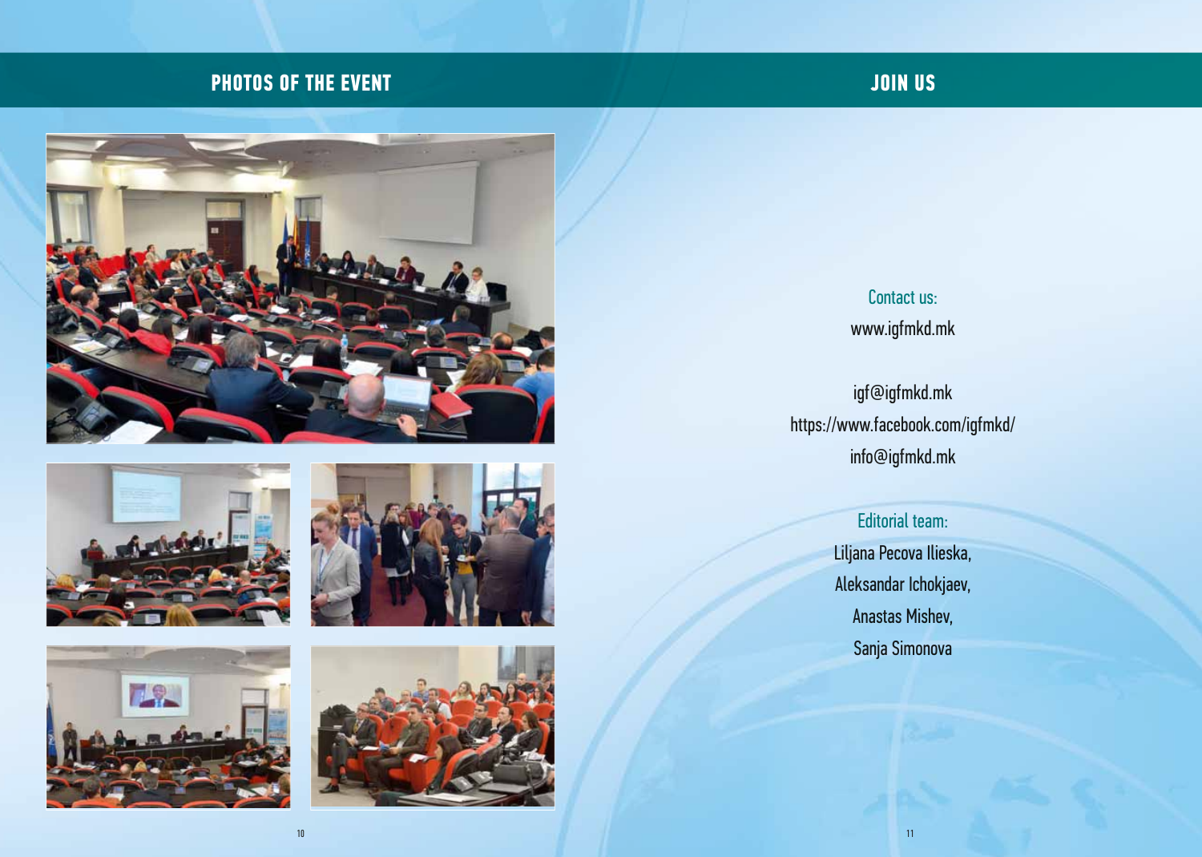## PHOTOS OF THE EVENT

## JOIN US

Contact us:

www.igfmkd.mk

igf@igfmkd.mk

https://www.facebook.com/igfmkd/

info@igfmkd.mk

Editorial team:

Liljana Pecova Ilieska,

Aleksandar Ichokjaev,

Anastas Mishev,

Sanja Simonova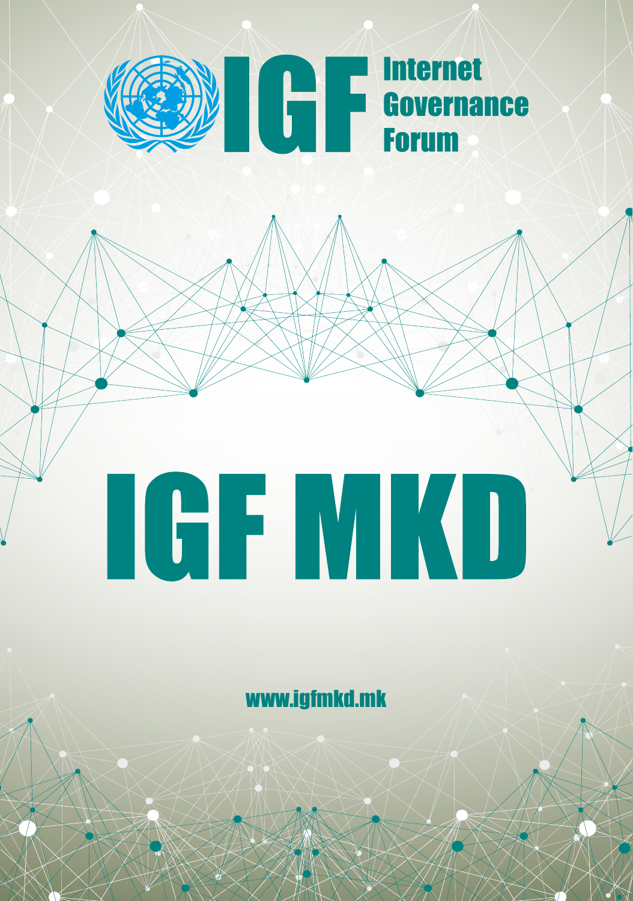IGF Internet Governance Forum

# IGF MKD

www.igfmkd.mk